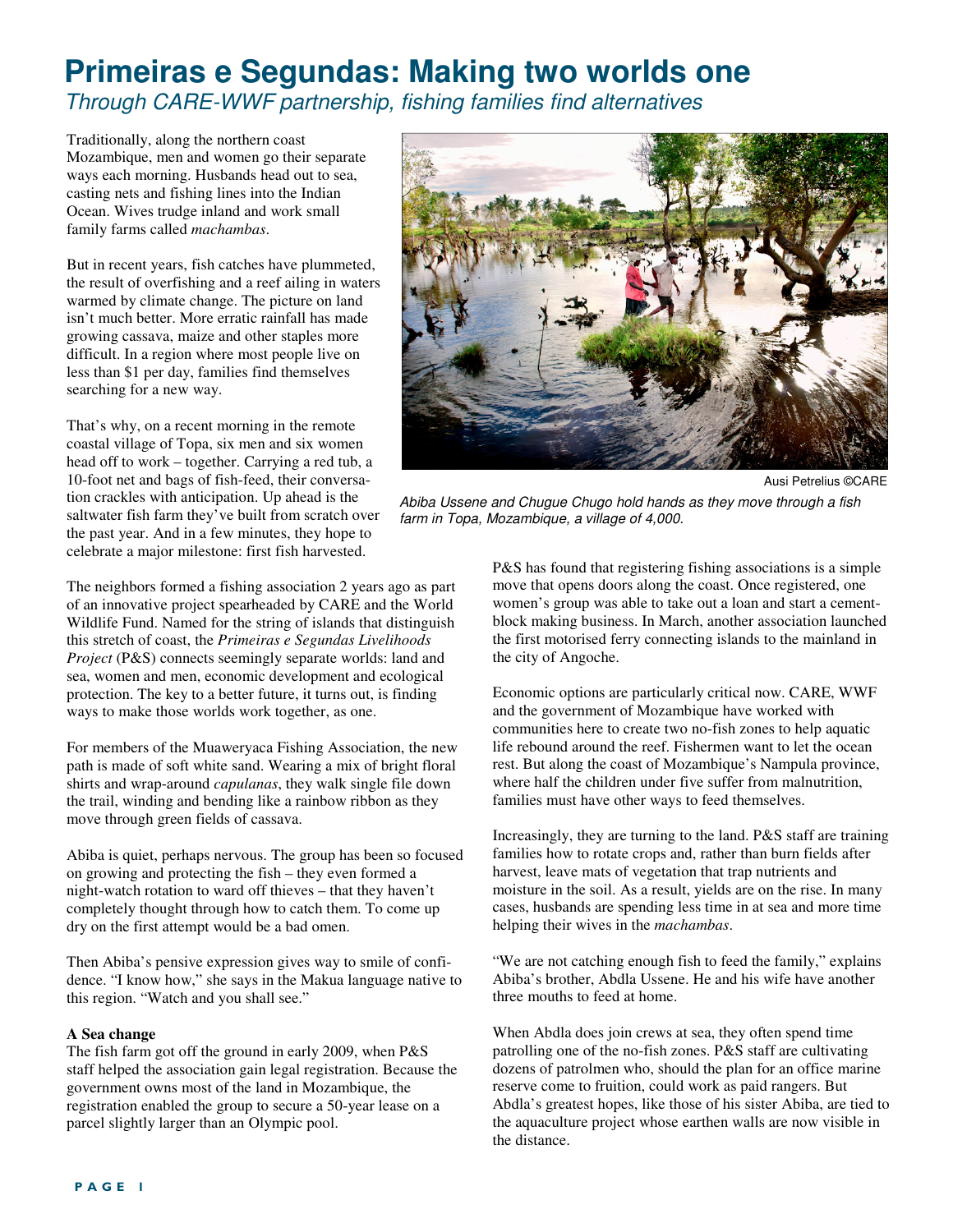# Primeiras e Segundas: Making two worlds one

*Through CARE-WWF partnership, fishing families find alternatives*

Traditionally, along the northern coast Mozambique, men and women go their separate ways each morning. Husbands head out to sea, casting nets and fishing lines into the Indian Ocean. Wives trudge inland and work small family farms called *machambas*.

But in recent years, fish catches have plummeted, the result of overfishing and a reef ailing in waters warmed by climate change. The picture on land isn't much better. More erratic rainfall has made growing cassava, maize and other staples more difficult. In a region where most people live on less than $1 per day, families find themselves searching for a new way.

That's why, on a recent morning in the remote coastal village of Topa, six men and six women head off to work – together. Carrying a red tub, a 10-foot net and bags of fish-feed, their conversation crackles with anticipation. Up ahead is the saltwater fish farm they've built from scratch over the past year. And in a few minutes, they hope to celebrate a major milestone: first fish harvested.

Ausi Petrelius ©CARE

*Abiba Ussene and Chugue Chugo hold hands as they move through a fish farm in Topa, Mozambique, a village of 4,000.*

The neighbors formed a fishing association 2 years ago as part of an innovative project spearheaded by CARE and the World Wildlife Fund. Named for the string of islands that distinguish this stretch of coast, the *Primeiras e Segundas Livelihoods Project* (P&S) connects seemingly separate worlds: land and sea, women and men, economic development and ecological protection. The key to a better future, it turns out, is finding ways to make those worlds work together, as one.

For members of the Muaweryaca Fishing Association, the new path is made of soft white sand. Wearing a mix of bright floral shirts and wrap-around *capulanas*, they walk single file down the trail, winding and bending like a rainbow ribbon as they move through green fields of cassava.

Abiba is quiet, perhaps nervous. The group has been so focused on growing and protecting the fish – they even formed a night-watch rotation to ward off thieves – that they haven't completely thought through how to catch them. To come up dry on the first attempt would be a bad omen.

Then Abiba's pensive expression gives way to smile of confidence. "I know how," she says in the Makua language native to this region. "Watch and you shall see."

**A Sea change**

The fish farm got off the ground in early 2009, when P&S staff helped the association gain legal registration. Because the government owns most of the land in Mozambique, the registration enabled the group to secure a 50-year lease on a parcel slightly larger than an Olympic pool.

P&S has found that registering fishing associations is a simple move that opens doors along the coast. Once registered, one women's group was able to take out a loan and start a cement-block making business. In March, another association launched the first motorised ferry connecting islands to the mainland in the city of Angoche.

Economic options are particularly critical now. CARE, WWF and the government of Mozambique have worked with communities here to create two no-fish zones to help aquatic life rebound around the reef. Fishermen want to let the ocean rest. But along the coast of Mozambique's Nampula province, where half the children under five suffer from malnutrition, families must have other ways to feed themselves.

Increasingly, they are turning to the land. P&S staff are training families how to rotate crops and, rather than burn fields after harvest, leave mats of vegetation that trap nutrients and moisture in the soil. As a result, yields are on the rise. In many cases, husbands are spending less time in at sea and more time helping their wives in the *machambas*.

"We are not catching enough fish to feed the family," explains Abiba's brother, Abdla Ussene. He and his wife have another three mouths to feed at home.

When Abdla does join crews at sea, they often spend time patrolling one of the no-fish zones. P&S staff are cultivating dozens of patrolmen who, should the plan for an office marine reserve come to fruition, could work as paid rangers. But Abdla's greatest hopes, like those of his sister Abiba, are tied to the aquaculture project whose earthen walls are now visible in the distance.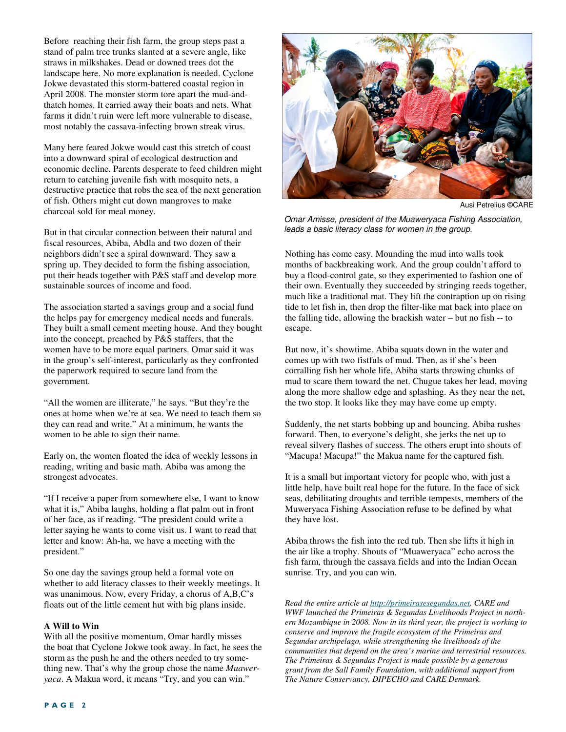Before reaching their fish farm, the group steps past a stand of palm tree trunks slanted at a severe angle, like straws in milkshakes. Dead or downed trees dot the landscape here. No more explanation is needed. Cyclone Jokwe devastated this storm-battered coastal region in April 2008. The monster storm tore apart the mud-and-thatch homes. It carried away their boats and nets. What farms it didn't ruin were left more vulnerable to disease, most notably the cassava-infecting brown streak virus.

Many here feared Jokwe would cast this stretch of coast into a downward spiral of ecological destruction and economic decline. Parents desperate to feed children might return to catching juvenile fish with mosquito nets, a destructive practice that robs the sea of the next generation of fish. Others might cut down mangroves to make charcoal sold for meal money.

But in that circular connection between their natural and fiscal resources, Abiba, Abdla and two dozen of their neighbors didn't see a spiral downward. They saw a spring up. They decided to form the fishing association, put their heads together with P&S staff and develop more sustainable sources of income and food.

The association started a savings group and a social fund the helps pay for emergency medical needs and funerals. They built a small cement meeting house. And they bought into the concept, preached by P&S staffers, that the women have to be more equal partners. Omar said it was in the group's self-interest, particularly as they confronted the paperwork required to secure land from the government.

"All the women are illiterate," he says. "But they're the ones at home when we're at sea. We need to teach them so they can read and write." At a minimum, he wants the women to be able to sign their name.

Early on, the women floated the idea of weekly lessons in reading, writing and basic math. Abiba was among the strongest advocates.

"If I receive a paper from somewhere else, I want to know what it is," Abiba laughs, holding a flat palm out in front of her face, as if reading. "The president could write a letter saying he wants to come visit us. I want to read that letter and know: Ah-ha, we have a meeting with the president."

So one day the savings group held a formal vote on whether to add literacy classes to their weekly meetings. It was unanimous. Now, every Friday, a chorus of A,B,C's floats out of the little cement hut with big plans inside.

**A Will to Win**

With all the positive momentum, Omar hardly misses the boat that Cyclone Jokwe took away. In fact, he sees the storm as the push he and the others needed to try something new. That's why the group chose the name *Muaweryaca*. A Makua word, it means "Try, and you can win."

Ausi Petrelius ©CARE

*Omar Amisse, president of the Muaweryaca Fishing Association, leads a basic literacy class for women in the group.*

Nothing has come easy. Mounding the mud into walls took months of backbreaking work. And the group couldn't afford to buy a flood-control gate, so they experimented to fashion one of their own. Eventually they succeeded by stringing reeds together, much like a traditional mat. They lift the contraption up on rising tide to let fish in, then drop the filter-like mat back into place on the falling tide, allowing the brackish water – but no fish -- to escape.

But now, it's showtime. Abiba squats down in the water and comes up with two fistfuls of mud. Then, as if she's been corralling fish her whole life, Abiba starts throwing chunks of mud to scare them toward the net. Chugue takes her lead, moving along the more shallow edge and splashing. As they near the net, the two stop. It looks like they may have come up empty.

Suddenly, the net starts bobbing up and bouncing. Abiba rushes forward. Then, to everyone's delight, she jerks the net up to reveal silvery flashes of success. The others erupt into shouts of "Macupa! Macupa!" the Makua name for the captured fish.

It is a small but important victory for people who, with just a little help, have built real hope for the future. In the face of sick seas, debilitating droughts and terrible tempests, members of the Muweryaca Fishing Association refuse to be defined by what they have lost.

Abiba throws the fish into the red tub. Then she lifts it high in the air like a trophy. Shouts of "Muaweryaca" echo across the fish farm, through the cassava fields and into the Indian Ocean sunrise. Try, and you can win.

*Read the entire article at http://primeirasesegundas.net. CARE and WWF launched the Primeiras & Segundas Livelihoods Project in northern Mozambique in 2008. Now in its third year, the project is working to conserve and improve the fragile ecosystem of the Primeiras and Segundas archipelago, while strengthening the livelihoods of the communities that depend on the area's marine and terrestrial resources. The Primeiras & Segundas Project is made possible by a generous grant from the Sall Family Foundation, with additional support from The Nature Conservancy, DIPECHO and CARE Denmark.*